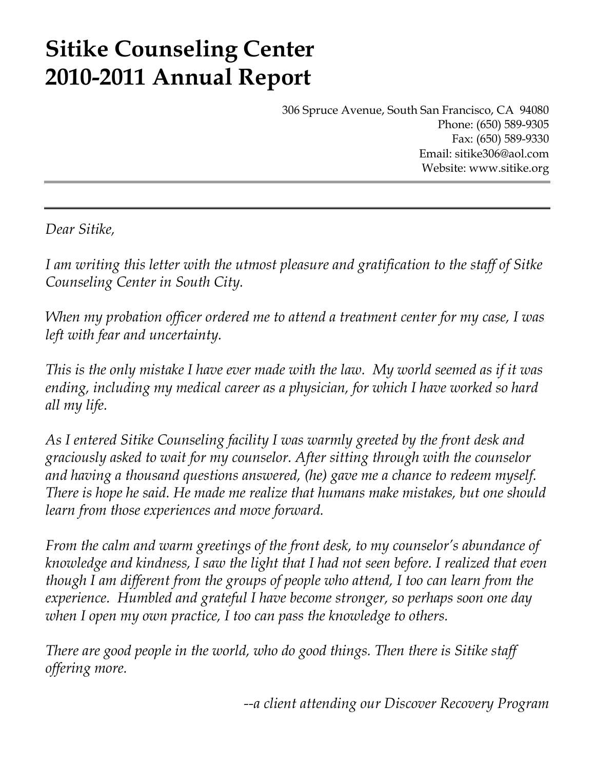# Sitike Counseling Center
# 2010-2011 Annual Report

306 Spruce Avenue, South San Francisco, CA 94080
Phone: (650) 589-9305
Fax: (650) 589-9330
Email: sitike306@aol.com
Website: www.sitike.org

---

*Dear Sitike,*

*I am writing this letter with the utmost pleasure and gratification to the staff of Sitke Counseling Center in South City.*

*When my probation officer ordered me to attend a treatment center for my case, I was left with fear and uncertainty.*

*This is the only mistake I have ever made with the law. My world seemed as if it was ending, including my medical career as a physician, for which I have worked so hard all my life.*

*As I entered Sitike Counseling facility I was warmly greeted by the front desk and graciously asked to wait for my counselor. After sitting through with the counselor and having a thousand questions answered, (he) gave me a chance to redeem myself. There is hope he said. He made me realize that humans make mistakes, but one should learn from those experiences and move forward.*

*From the calm and warm greetings of the front desk, to my counselor's abundance of knowledge and kindness, I saw the light that I had not seen before. I realized that even though I am different from the groups of people who attend, I too can learn from the experience. Humbled and grateful I have become stronger, so perhaps soon one day when I open my own practice, I too can pass the knowledge to others.*

*There are good people in the world, who do good things. Then there is Sitike staff offering more.*

*--a client attending our Discover Recovery Program*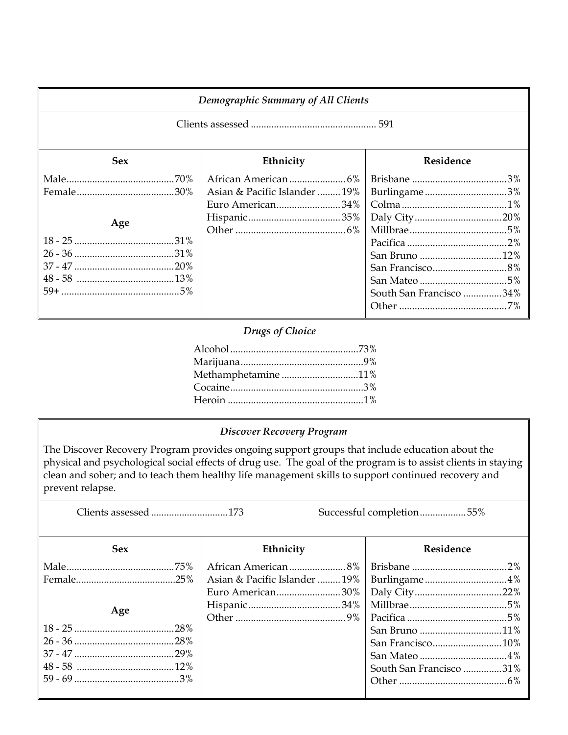## *Demographic Summary of All Clients*

Clients assessed ................................................ 591

| Sex | Ethnicity | Residence |
|---|---|---|
| Male .......... 70% | African American .......... 6% | Brisbane .......... 3% |
| Female .......... 30% | Asian & Pacific Islander .......... 19% | Burlingame .......... 3% |
| | Euro American .......... 34% | Colma .......... 1% |
| **Age** | Hispanic .......... 35% | Daly City .......... 20% |
| 18 - 25 .......... 31% | Other .......... 6% | Millbrae .......... 5% |
| 26 - 36 .......... 31% | | Pacifica .......... 2% |
| 37 - 47 .......... 20% | | San Bruno .......... 12% |
| 48 - 58 .......... 13% | | San Francisco .......... 8% |
| 59+ .......... 5% | | San Mateo .......... 5% |
| | | South San Francisco .......... 34% |
| | | Other .......... 7% |

### *Drugs of Choice*

Alcohol .................................................73%
Marijuana ................................................9%
Methamphetamine .............................11%
Cocaine ....................................................3%
Heroin .....................................................1%

## *Discover Recovery Program*

The Discover Recovery Program provides ongoing support groups that include education about the physical and psychological social effects of drug use. The goal of the program is to assist clients in staying clean and sober; and to teach them healthy life management skills to support continued recovery and prevent relapse.

Clients assessed .............................173 Successful completion..................55%

| Sex | Ethnicity | Residence |
|---|---|---|
| Male .......... 75% | African American .......... 8% | Brisbane .......... 2% |
| Female .......... 25% | Asian & Pacific Islander .......... 19% | Burlingame .......... 4% |
| | Euro American .......... 30% | Daly City .......... 22% |
| **Age** | Hispanic .......... 34% | Millbrae .......... 5% |
| 18 - 25 .......... 28% | Other .......... 9% | Pacifica .......... 5% |
| 26 - 36 .......... 28% | | San Bruno .......... 11% |
| 37 - 47 .......... 29% | | San Francisco .......... 10% |
| 48 - 58 .......... 12% | | San Mateo .......... 4% |
| 59 - 69 .......... 3% | | South San Francisco .......... 31% |
| | | Other .......... 6% |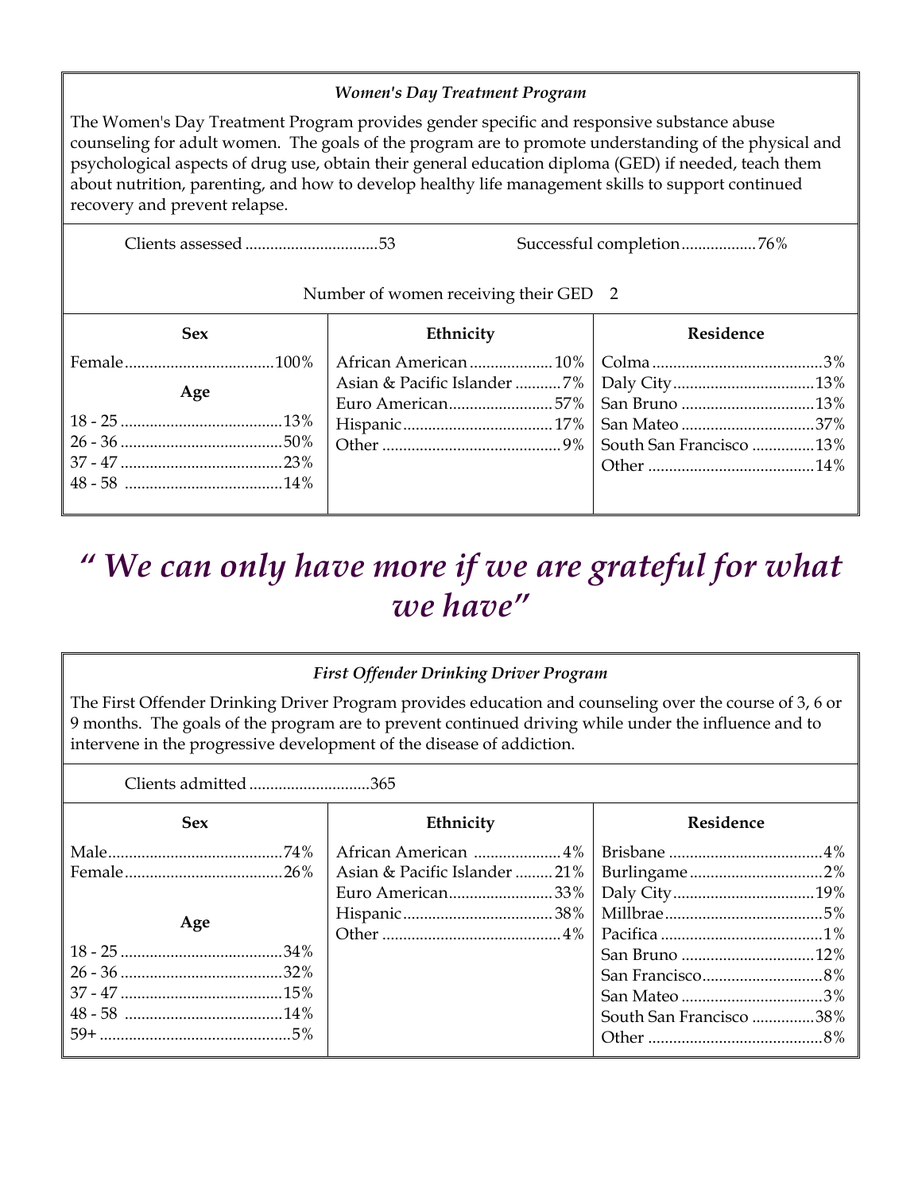### *Women's Day Treatment Program*

The Women's Day Treatment Program provides gender specific and responsive substance abuse counseling for adult women. The goals of the program are to promote understanding of the physical and psychological aspects of drug use, obtain their general education diploma (GED) if needed, teach them about nutrition, parenting, and how to develop healthy life management skills to support continued recovery and prevent relapse.

Clients assessed ................................53

Successful completion..................76%

Number of women receiving their GED 2

| Sex | | Ethnicity | | Residence | |
|---|---|---|---|---|---|
| Female | 100% | African American | 10% | Colma | 3% |
| **Age** | | Asian & Pacific Islander | 7% | Daly City | 13% |
| 18 - 25 | 13% | Euro American | 57% | San Bruno | 13% |
| 26 - 36 | 50% | Hispanic | 17% | San Mateo | 37% |
| 37 - 47 | 23% | Other | 9% | South San Francisco | 13% |
| 48 - 58 | 14% | | | Other | 14% |

# *" We can only have more if we are grateful for what we have"*

### *First Offender Drinking Driver Program*

The First Offender Drinking Driver Program provides education and counseling over the course of 3, 6 or 9 months. The goals of the program are to prevent continued driving while under the influence and to intervene in the progressive development of the disease of addiction.

Clients admitted .............................365

| Sex | | Ethnicity | | Residence | |
|---|---|---|---|---|---|
| Male | 74% | African American | 4% | Brisbane | 4% |
| Female | 26% | Asian & Pacific Islander | 21% | Burlingame | 2% |
| | | Euro American | 33% | Daly City | 19% |
| **Age** | | Hispanic | 38% | Millbrae | 5% |
| | | Other | 4% | Pacifica | 1% |
| 18 - 25 | 34% | | | San Bruno | 12% |
| 26 - 36 | 32% | | | San Francisco | 8% |
| 37 - 47 | 15% | | | San Mateo | 3% |
| 48 - 58 | 14% | | | South San Francisco | 38% |
| 59+ | 5% | | | Other | 8% |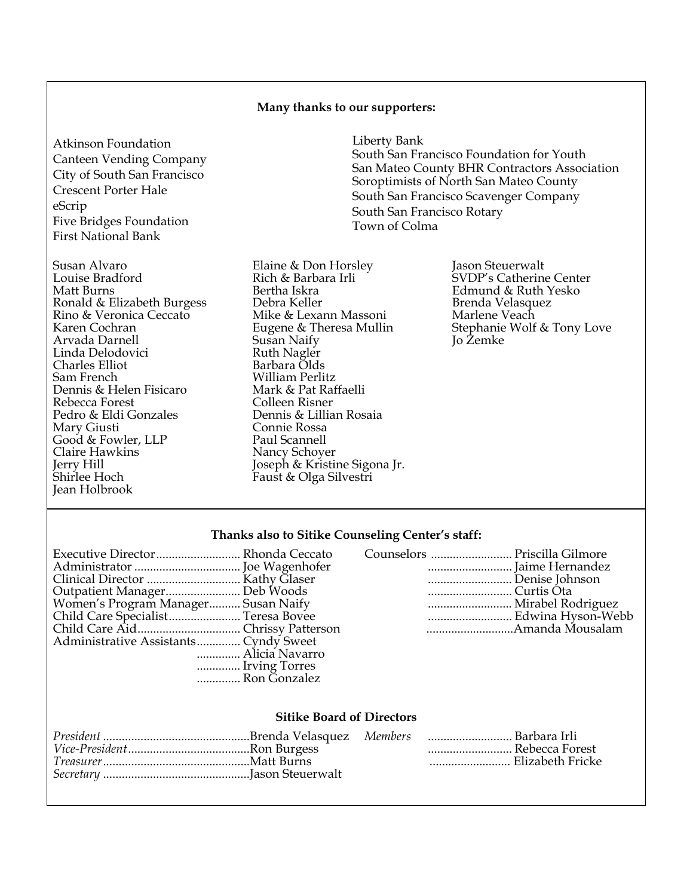**Many thanks to our supporters:**

Atkinson Foundation
Canteen Vending Company
City of South San Francisco
Crescent Porter Hale
eScrip
Five Bridges Foundation
First National Bank
Liberty Bank
South San Francisco Foundation for Youth
San Mateo County BHR Contractors Association
Soroptimists of North San Mateo County
South San Francisco Scavenger Company
South San Francisco Rotary
Town of Colma

Susan Alvaro
Louise Bradford
Matt Burns
Ronald & Elizabeth Burgess
Rino & Veronica Ceccato
Karen Cochran
Arvada Darnell
Linda Delodovici
Charles Elliot
Sam French
Dennis & Helen Fisicaro
Rebecca Forest
Pedro & Eldi Gonzales
Mary Giusti
Good & Fowler, LLP
Claire Hawkins
Jerry Hill
Shirlee Hoch
Jean Holbrook
Elaine & Don Horsley
Rich & Barbara Irli
Bertha Iskra
Debra Keller
Mike & Lexann Massoni
Eugene & Theresa Mullin
Susan Naify
Ruth Nagler
Barbara Olds
William Perlitz
Mark & Pat Raffaelli
Colleen Risner
Dennis & Lillian Rosaia
Connie Rossa
Paul Scannell
Nancy Schoyer
Joseph & Kristine Sigona Jr.
Faust & Olga Silvestri
Jason Steuerwalt
SVDP's Catherine Center
Edmund & Ruth Yesko
Brenda Velasquez
Marlene Veach
Stephanie Wolf & Tony Love
Jo Zemke

**Thanks also to Sitike Counseling Center's staff:**

Executive Director.......................... Rhonda Ceccato
Administrator ................................ Joe Wagenhofer
Clinical Director ............................ Kathy Glaser
Outpatient Manager........................ Deb Woods
Women's Program Manager.......... Susan Naify
Child Care Specialist....................... Teresa Bovee
Child Care Aid................................ Chrissy Patterson
Administrative Assistants............. Cyndy Sweet
............. Alicia Navarro
............. Irving Torres
............. Ron Gonzalez

Counselors .......................... Priscilla Gilmore
.......................... Jaime Hernandez
.......................... Denise Johnson
.......................... Curtis Ota
.......................... Mirabel Rodriguez
.......................... Edwina Hyson-Webb
..........................Amanda Mousalam

**Sitike Board of Directors**

*President* ..............................................Brenda Velasquez
*Vice-President*......................................Ron Burgess
*Treasurer*..............................................Matt Burns
*Secretary* ..............................................Jason Steuerwalt

*Members* .......................... Barbara Irli
.......................... Rebecca Forest
.......................... Elizabeth Fricke